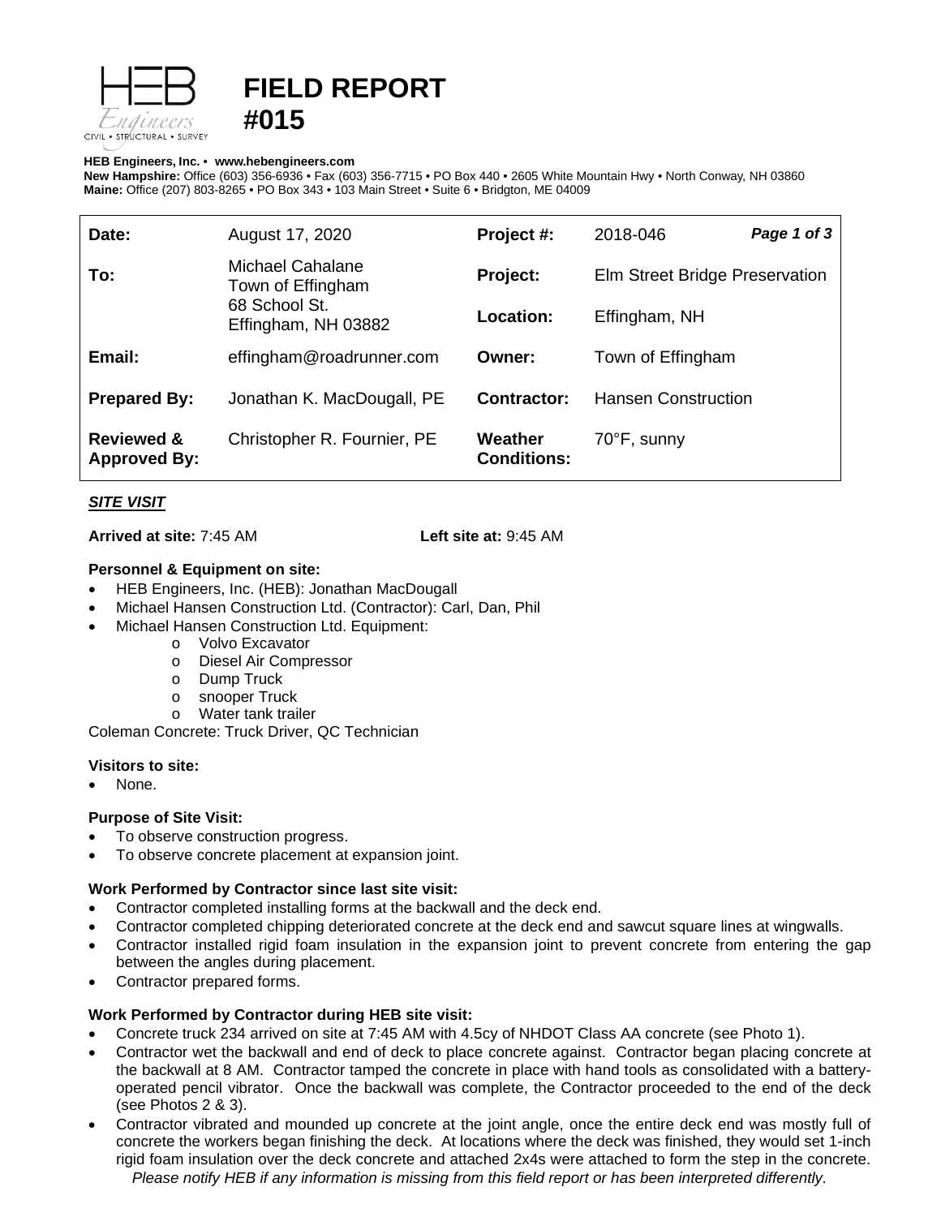# FIELD REPORT #015

**HEB Engineers, Inc.** • **www.hebengineers.com**
**New Hampshire:** Office (603) 356-6936 • Fax (603) 356-7715 • PO Box 440 • 2605 White Mountain Hwy • North Conway, NH 03860
**Maine:** Office (207) 803-8265 • PO Box 343 • 103 Main Street • Suite 6 • Bridgton, ME 04009

| | | | |
|---|---|---|---|
| **Date:** | August 17, 2020 | **Project #:** | 2018-046 |
| **To:** | Michael Cahalane<br>Town of Effingham<br>68 School St.<br>Effingham, NH 03882 | **Project:** | Elm Street Bridge Preservation |
| | | **Location:** | Effingham, NH |
| **Email:** | effingham@roadrunner.com | **Owner:** | Town of Effingham |
| **Prepared By:** | Jonathan K. MacDougall, PE | **Contractor:** | Hansen Construction |
| **Reviewed & Approved By:** | Christopher R. Fournier, PE | **Weather Conditions:** | 70°F, sunny |

***SITE VISIT***

**Arrived at site:** 7:45 AM **Left site at:** 9:45 AM

**Personnel & Equipment on site:**

- HEB Engineers, Inc. (HEB): Jonathan MacDougall
- Michael Hansen Construction Ltd. (Contractor): Carl, Dan, Phil
- Michael Hansen Construction Ltd. Equipment:
  - Volvo Excavator
  - Diesel Air Compressor
  - Dump Truck
  - snooper Truck
  - Water tank trailer

Coleman Concrete: Truck Driver, QC Technician

**Visitors to site:**

- None.

**Purpose of Site Visit:**

- To observe construction progress.
- To observe concrete placement at expansion joint.

**Work Performed by Contractor since last site visit:**

- Contractor completed installing forms at the backwall and the deck end.
- Contractor completed chipping deteriorated concrete at the deck end and sawcut square lines at wingwalls.
- Contractor installed rigid foam insulation in the expansion joint to prevent concrete from entering the gap between the angles during placement.
- Contractor prepared forms.

**Work Performed by Contractor during HEB site visit:**

- Concrete truck 234 arrived on site at 7:45 AM with 4.5cy of NHDOT Class AA concrete (see Photo 1).
- Contractor wet the backwall and end of deck to place concrete against. Contractor began placing concrete at the backwall at 8 AM. Contractor tamped the concrete in place with hand tools as consolidated with a battery-operated pencil vibrator. Once the backwall was complete, the Contractor proceeded to the end of the deck (see Photos 2 & 3).
- Contractor vibrated and mounded up concrete at the joint angle, once the entire deck end was mostly full of concrete the workers began finishing the deck. At locations where the deck was finished, they would set 1-inch rigid foam insulation over the deck concrete and attached 2x4s were attached to form the step in the concrete.

*Please notify HEB if any information is missing from this field report or has been interpreted differently.*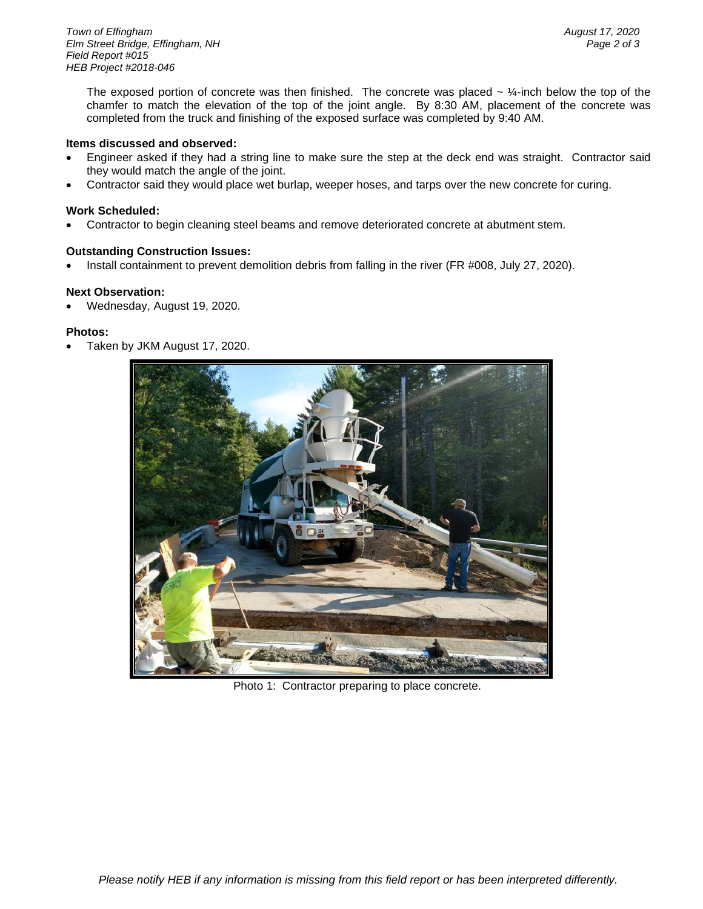The exposed portion of concrete was then finished. The concrete was placed ~ ¼-inch below the top of the chamfer to match the elevation of the top of the joint angle. By 8:30 AM, placement of the concrete was completed from the truck and finishing of the exposed surface was completed by 9:40 AM.

**Items discussed and observed:**

- Engineer asked if they had a string line to make sure the step at the deck end was straight. Contractor said they would match the angle of the joint.
- Contractor said they would place wet burlap, weeper hoses, and tarps over the new concrete for curing.

**Work Scheduled:**

- Contractor to begin cleaning steel beams and remove deteriorated concrete at abutment stem.

**Outstanding Construction Issues:**

- Install containment to prevent demolition debris from falling in the river (FR #008, July 27, 2020).

**Next Observation:**

- Wednesday, August 19, 2020.

**Photos:**

- Taken by JKM August 17, 2020.

Photo 1: Contractor preparing to place concrete.

*Please notify HEB if any information is missing from this field report or has been interpreted differently.*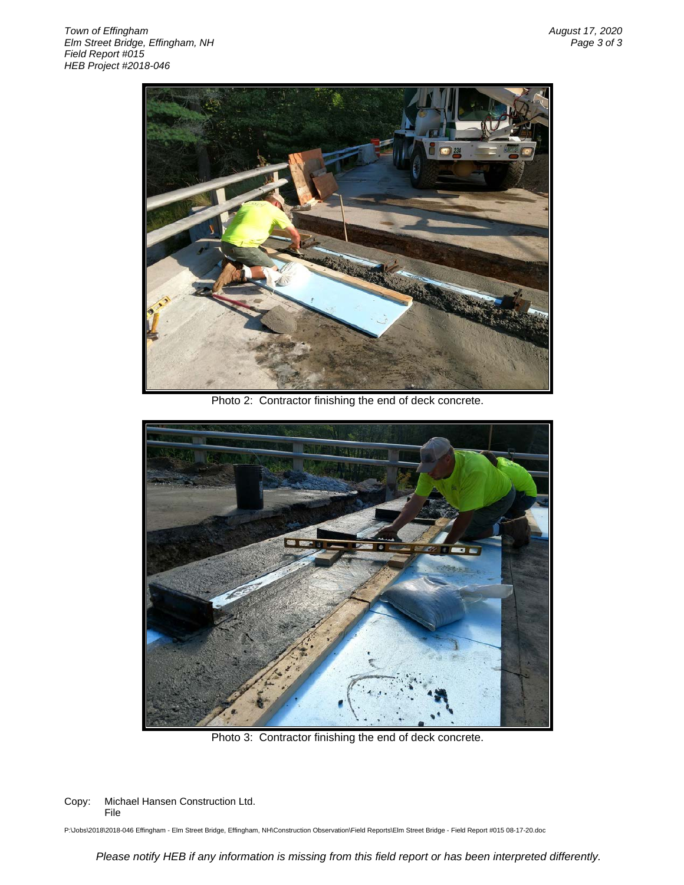Photo 2: Contractor finishing the end of deck concrete.

Photo 3: Contractor finishing the end of deck concrete.

Copy: Michael Hansen Construction Ltd.
File

P:\Jobs\2018\2018-046 Effingham - Elm Street Bridge, Effingham, NH\Construction Observation\Field Reports\Elm Street Bridge - Field Report #015 08-17-20.doc

*Please notify HEB if any information is missing from this field report or has been interpreted differently.*